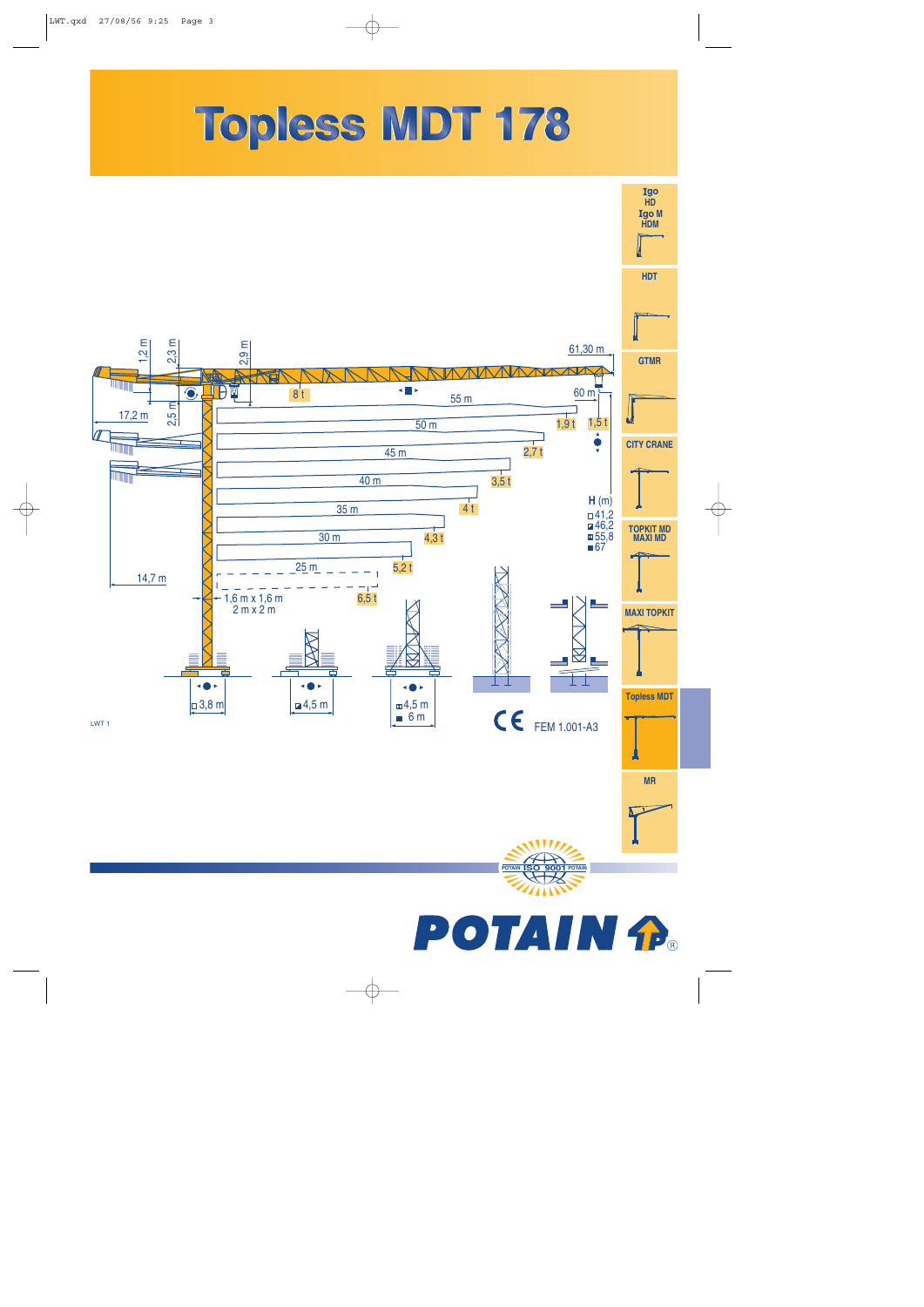# Topless MDT 178

Igo HD
Igo M HDM

HDT

GTMR

CITY CRANE

TOPKIT MD
MAXI MD

MAXI TOPKIT

Topless MDT

MR

1,2 m
2,3 m
2,9 m
61,30 m
8 t
55 m
60 m
17,2 m
2,5 m
50 m
1,9 t
1,5 t
45 m
2,7 t
40 m
3,5 t
35 m
4 t
H (m)
41,2
46,2
55,8
67
30 m
4,3 t
25 m
5,2 t
14,7 m
6,5 t
1,6 m x 1,6 m
2 m x 2 m

3,8 m
4,5 m
4,5 m
6 m

FEM 1.001-A3

LWT 1

ISO 9001

POTAIN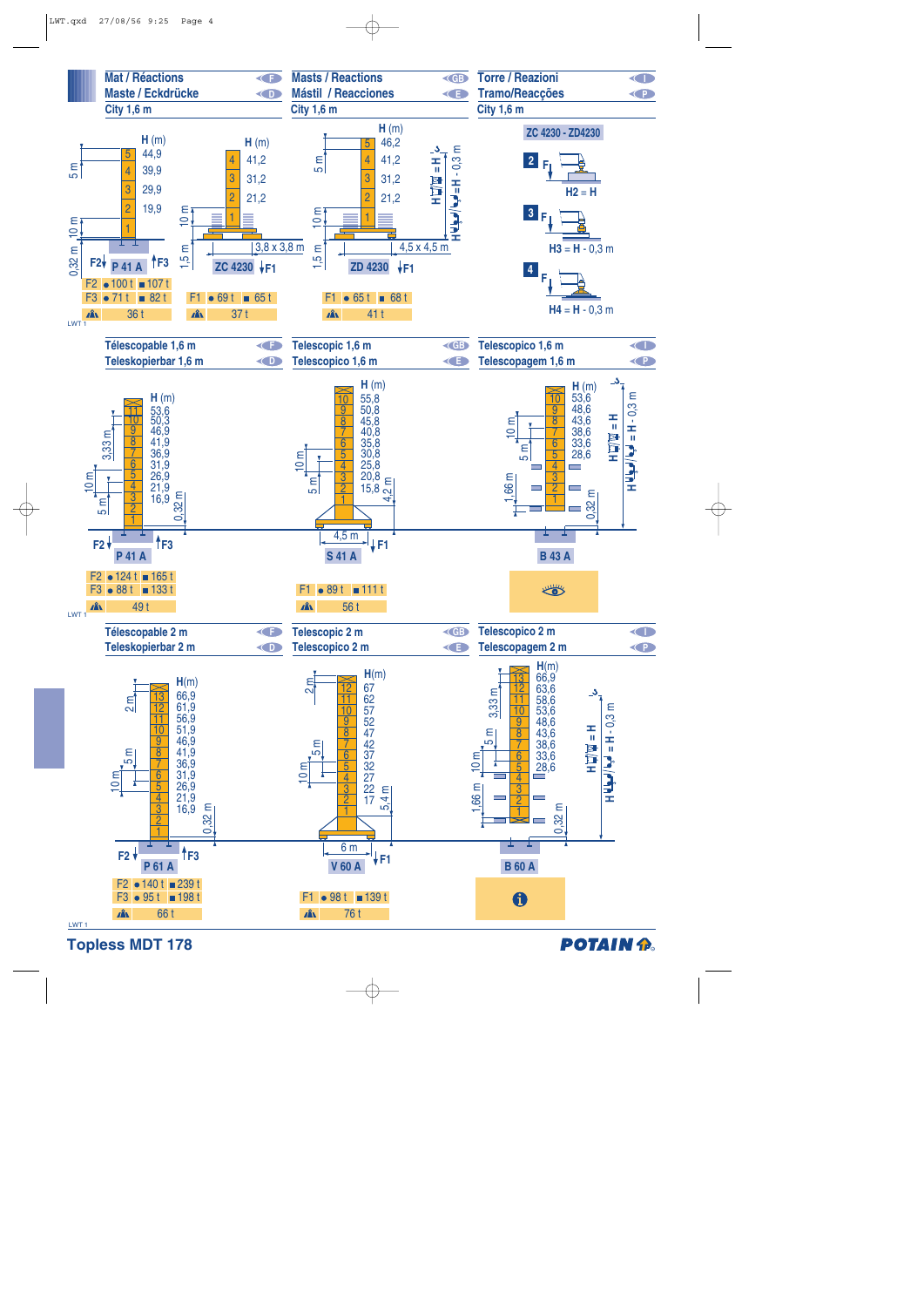## Mat / Réactions — Maste / Eckdrücke — City 1,6 m
## Masts / Reactions — Mástil / Reacciones — City 1,6 m
## Torre / Reazioni — Tramo/Reacções — City 1,6 m

**P 41 A**

| | H (m) |
|---|---|
| 5 | 44,9 |
| 4 | 39,9 |
| 3 | 29,9 |
| 2 | 19,9 |
| 1 | |

5 m, 10 m, 0,32 m

| | ● | ■ |
|---|---|---|
| F2 | 100 t | 107 t |
| F3 | 71 t | 82 t |
| | 36 t | |

**ZC 4230** (3,8 x 3,8 m)

| | H (m) |
|---|---|
| 4 | 41,2 |
| 3 | 31,2 |
| 2 | 21,2 |
| 1 | |

10 m, 1,5 m

| | ● | ■ |
|---|---|---|
| F1 | 69 t | 65 t |
| | 37 t | |

**ZD 4230** (4,5 x 4,5 m)

| | H (m) |
|---|---|
| 5 | 46,2 |
| 4 | 41,2 |
| 3 | 31,2 |
| 2 | 21,2 |
| 1 | |

5 m, 10 m, 1,5 m; H = H; H - 0,3 m

| | ● | ■ |
|---|---|---|
| F1 | 65 t | 68 t |
| | 41 t | |

**ZC 4230 - ZD4230**

2 — F — H2 = H

3 — F — H3 = H - 0,3 m

4 — F — H4 = H - 0,3 m

LWT 1

## Télescopable 1,6 m — Teleskopierbar 1,6 m
## Telescopic 1,6 m — Telescopico 1,6 m
## Telescopico 1,6 m — Telescopagem 1,6 m

**P 41 A**

| | H (m) |
|---|---|
| 11 | 53,6 |
| 10 | 50,3 |
| 9 | 46,9 |
| 8 | 41,9 |
| 7 | 36,9 |
| 6 | 31,9 |
| 5 | 26,9 |
| 4 | 21,9 |
| 3 | 16,9 |
| 2 | |
| 1 | |

3,33 m, 10 m, 5 m, 0,32 m

| | ● | ■ |
|---|---|---|
| F2 | 124 t | 165 t |
| F3 | 88 t | 133 t |
| | 49 t | |

**S 41 A** (4,5 m)

| | H (m) |
|---|---|
| 10 | 55,8 |
| 9 | 50,8 |
| 8 | 45,8 |
| 7 | 40,8 |
| 6 | 35,8 |
| 5 | 30,8 |
| 4 | 25,8 |
| 3 | 20,8 |
| 2 | 15,8 |
| 1 | |

10 m, 5 m, 4,2 m

| | ● | ■ |
|---|---|---|
| F1 | 89 t | 111 t |
| | 56 t | |

**B 43 A**

| | H (m) |
|---|---|
| 10 | 53,6 |
| 9 | 48,6 |
| 8 | 43,6 |
| 7 | 38,6 |
| 6 | 33,6 |
| 5 | 28,6 |
| 4 | |
| 3 | |
| 2 | |
| 1 | |

10 m, 5 m, 1,66 m, 0,32 m; H = H; H - 0,3 m

LWT 1

## Télescopable 2 m — Teleskopierbar 2 m
## Telescopic 2 m — Telescopico 2 m
## Telescopico 2 m — Telescopagem 2 m

**P 61 A**

| | H(m) |
|---|---|
| 13 | 66,9 |
| 12 | 61,9 |
| 11 | 56,9 |
| 10 | 51,9 |
| 9 | 46,9 |
| 8 | 41,9 |
| 7 | 36,9 |
| 6 | 31,9 |
| 5 | 26,9 |
| 4 | 21,9 |
| 3 | 16,9 |
| 2 | |
| 1 | |

2 m, 5 m, 10 m, 0,32 m

| | ● | ■ |
|---|---|---|
| F2 | 140 t | 239 t |
| F3 | 95 t | 198 t |
| | 66 t | |

**V 60 A** (6 m)

| | H(m) |
|---|---|
| 12 | 67 |
| 11 | 62 |
| 10 | 57 |
| 9 | 52 |
| 8 | 47 |
| 7 | 42 |
| 6 | 37 |
| 5 | 32 |
| 4 | 27 |
| 3 | 22 |
| 2 | 17 |
| 1 | |

2 m, 5 m, 10 m, 5,4 m

| | ● | ■ |
|---|---|---|
| F1 | 98 t | 139 t |
| | 76 t | |

**B 60 A**

| | H(m) |
|---|---|
| 13 | 66,9 |
| 12 | 63,6 |
| 11 | 58,6 |
| 10 | 53,6 |
| 9 | 48,6 |
| 8 | 43,6 |
| 7 | 38,6 |
| 6 | 33,6 |
| 5 | 28,6 |
| 4 | |
| 3 | |
| 2 | |
| 1 | |

3,33 m, 5 m, 10 m, 1,66 m, 0,32 m; H = H; H - 0,3 m

LWT 1

**Topless MDT 178**

POTAIN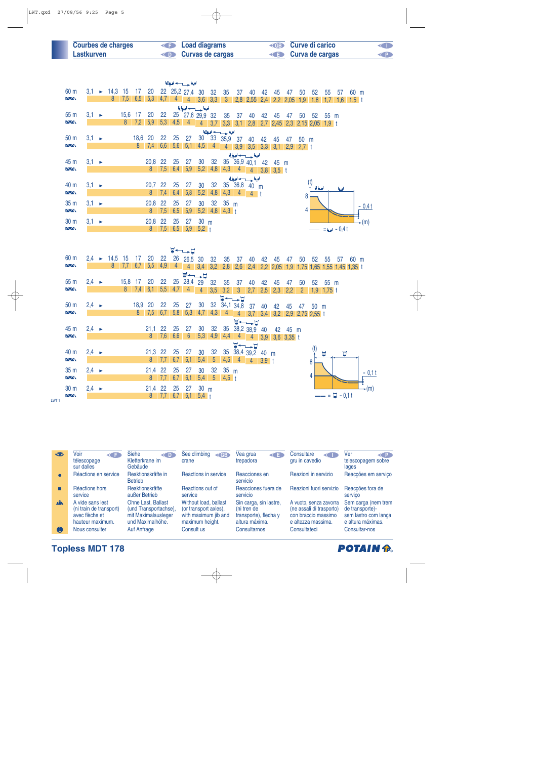| Courbes de charges (F) | Load diagrams (GB) | Curve di carico (I) |
|---|---|---|
| Lastkurven (D) | Curvas de cargas (E) | Curva de cargas (P) |

## Load diagrams – first configuration (min. radius 3,1 m)

**60 m**

| m | 3,1 ► | 14,3 | 15 | 17 | 20 | 22 | 25,2 | 27,4 | 30 | 32 | 35 | 37 | 40 | 42 | 45 | 47 | 50 | 52 | 55 | 57 | 60 |
|---|---|---|---|---|---|---|---|---|---|---|---|---|---|---|---|---|---|---|---|---|---|
| t | | 8 | 7,5 | 6,5 | 5,3 | 4,7 | 4 | 4 | 3,6 | 3,3 | 3 | 2,8 | 2,55 | 2,4 | 2,2 | 2,05 | 1,9 | 1,8 | 1,7 | 1,6 | 1,5 |

**55 m**

| m | 3,1 ► | 15,6 | 17 | 20 | 22 | 25 | 27,6 | 29,9 | 32 | 35 | 37 | 40 | 42 | 45 | 47 | 50 | 52 | 55 |
|---|---|---|---|---|---|---|---|---|---|---|---|---|---|---|---|---|---|---|
| t | | 8 | 7,2 | 5,9 | 5,3 | 4,5 | 4 | 4 | 3,7 | 3,3 | 3,1 | 2,8 | 2,7 | 2,45 | 2,3 | 2,15 | 2,05 | 1,9 |

**50 m**

| m | 3,1 ► | 18,6 | 20 | 22 | 25 | 27 | 30 | 33 | 35,9 | 37 | 40 | 42 | 45 | 47 | 50 |
|---|---|---|---|---|---|---|---|---|---|---|---|---|---|---|---|
| t | | 8 | 7,4 | 6,6 | 5,6 | 5,1 | 4,5 | 4 | 4 | 3,9 | 3,5 | 3,3 | 3,1 | 2,9 | 2,7 |

**45 m**

| m | 3,1 ► | 20,8 | 22 | 25 | 27 | 30 | 32 | 35 | 36,9 | 40,1 | 42 | 45 |
|---|---|---|---|---|---|---|---|---|---|---|---|---|
| t | | 8 | 7,5 | 6,4 | 5,9 | 5,2 | 4,8 | 4,3 | 4 | 4 | 3,8 | 3,5 |

**40 m**

| m | 3,1 ► | 20,7 | 22 | 25 | 27 | 30 | 32 | 35 | 36,8 | 40 |
|---|---|---|---|---|---|---|---|---|---|---|
| t | | 8 | 7,4 | 6,4 | 5,8 | 5,2 | 4,8 | 4,3 | 4 | 4 |

**35 m**

| m | 3,1 ► | 20,8 | 22 | 25 | 27 | 30 | 32 | 35 |
|---|---|---|---|---|---|---|---|---|
| t | | 8 | 7,5 | 6,5 | 5,9 | 5,2 | 4,8 | 4,3 |

**30 m**

| m | 3,1 ► | 20,8 | 22 | 25 | 27 | 30 |
|---|---|---|---|---|---|---|
| t | | 8 | 7,5 | 6,5 | 5,9 | 5,2 |

(t) 8 – 4 – (m); - 0,4 t; —— = [hook] - 0,4 t

## Load diagrams – second configuration (min. radius 2,4 m)

**60 m**

| m | 2,4 ► | 14,5 | 15 | 17 | 20 | 22 | 26 | 26,5 | 30 | 32 | 35 | 37 | 40 | 42 | 45 | 47 | 50 | 52 | 55 | 57 | 60 |
|---|---|---|---|---|---|---|---|---|---|---|---|---|---|---|---|---|---|---|---|---|---|
| t | | 8 | 7,7 | 6,7 | 5,5 | 4,9 | 4 | 4 | 3,4 | 3,2 | 2,8 | 2,6 | 2,4 | 2,2 | 2,05 | 1,9 | 1,75 | 1,65 | 1,55 | 1,45 | 1,35 |

**55 m**

| m | 2,4 ► | 15,8 | 17 | 20 | 22 | 25 | 28,4 | 29 | 32 | 35 | 37 | 40 | 42 | 45 | 47 | 50 | 52 | 55 |
|---|---|---|---|---|---|---|---|---|---|---|---|---|---|---|---|---|---|---|
| t | | 8 | 7,4 | 6,1 | 5,5 | 4,7 | 4 | 4 | 3,5 | 3,2 | 3 | 2,7 | 2,5 | 2,3 | 2,2 | 2 | 1,9 | 1,75 |

**50 m**

| m | 2,4 ► | 18,9 | 20 | 22 | 25 | 27 | 30 | 32 | 34,1 | 34,8 | 37 | 40 | 42 | 45 | 47 | 50 |
|---|---|---|---|---|---|---|---|---|---|---|---|---|---|---|---|---|
| t | | 8 | 7,5 | 6,7 | 5,8 | 5,3 | 4,7 | 4,3 | 4 | 4 | 3,7 | 3,4 | 3,2 | 2,9 | 2,75 | 2,55 |

**45 m**

| m | 2,4 ► | 21,1 | 22 | 25 | 27 | 30 | 32 | 35 | 38,2 | 38,9 | 40 | 42 | 45 |
|---|---|---|---|---|---|---|---|---|---|---|---|---|---|
| t | | 8 | 7,6 | 6,6 | 6 | 5,3 | 4,9 | 4,4 | 4 | 4 | 3,9 | 3,6 | 3,35 |

**40 m**

| m | 2,4 ► | 21,3 | 22 | 25 | 27 | 30 | 32 | 35 | 38,4 | 39,2 | 40 |
|---|---|---|---|---|---|---|---|---|---|---|---|
| t | | 8 | 7,7 | 6,7 | 6,1 | 5,4 | 5 | 4,5 | 4 | 4 | 3,9 |

**35 m**

| m | 2,4 ► | 21,4 | 22 | 25 | 27 | 30 | 32 | 35 |
|---|---|---|---|---|---|---|---|---|
| t | | 8 | 7,7 | 6,7 | 6,1 | 5,4 | 5 | 4,5 |

**30 m**

| m | 2,4 ► | 21,4 | 22 | 25 | 27 | 30 |
|---|---|---|---|---|---|---|
| t | | 8 | 7,7 | 6,7 | 6,1 | 5,4 |

(t) 8 – 4 – (m); - 0,1 t; —— = [hook] - 0,1 t

LWT 1

| | F | D | GB | E | I | P |
|---|---|---|---|---|---|---|
| 👁 | Voir télescopage sur dalles | Siehe Kletterkrane im Gebäude | See climbing crane | Vea grua trepadora | Consultare gru in cavedio | Ver telescopagem sobre lages |
| ● | Réactions en service | Reaktionskräfte in Betrieb | Reactions in service | Reacciones en servicio | Reazioni in servizio | Reacções em serviço |
| ■ | Réactions hors service | Reaktionskräfte außer Betrieb | Reactions out of service | Reacciones fuera de servicio | Reazioni fuori servizio | Reacções fora de serviço |
| ▲ | A vide sans lest (ni train de transport) avec flèche et hauteur maximum. | Ohne Last, Ballast (und Transportachse), mit Maximalausleger und Maximalhöhe. | Without load, ballast (or transport axles), with maximum jib and maximum height. | Sin carga, sin lastre, (ni tren de transporte), flecha y altura máxima. | A vuoto, senza zavorra (ne assali di trasporto) con braccio massimo e altezza massima. | Sem carga (nem trem de transporte)- sem lastro com lança e altura máximas. |
| i | Nous consulter | Auf Anfrage | Consult us | Consultarnos | Consultateci | Consultar-nos |

# Topless MDT 178

POTAIN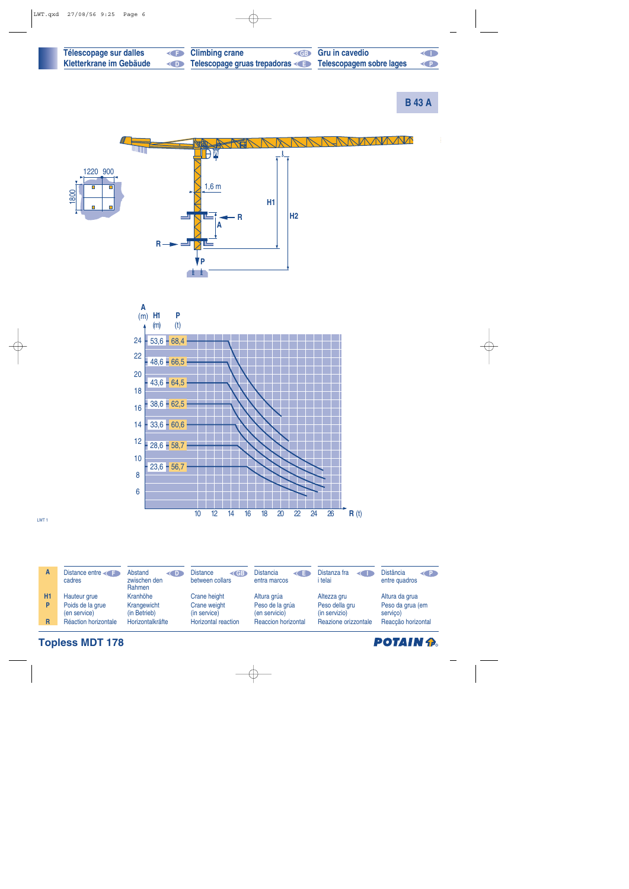| Télescopage sur dalles | F | Climbing crane | GB | Gru in cavedio | I |
|---|---|---|---|---|---|
| Kletterkrane im Gebäude | D | Telescopage gruas trepadoras | E | Telescopagem sobre lages | P |

## B 43 A

1220 900

1800

1,6 m

H1

H2

R

A

P

| A (m) | H1 (m) | P (t) |
|---|---|---|
| 24 | 53,6 | 68,4 |
| 22 | 48,6 | 66,5 |
| 20 | 43,6 | 64,5 |
| 16 | 38,6 | 62,5 |
| 14 | 33,6 | 60,6 |
| 12 | 28,6 | 58,7 |
| 8 | 23,6 | 56,7 |

R (t): 10 12 14 16 18 20 22 24 26

LWT 1

| | F | D | GB | E | I | P |
|---|---|---|---|---|---|---|
| **A** | Distance entre cadres | Abstand zwischen den Rahmen | Distance between collars | Distancia entra marcos | Distanza fra i telai | Distância entre quadros |
| **H1** | Hauteur grue | Kranhöhe | Crane height | Altura grúa | Altezza gru | Altura da grua |
| **P** | Poids de la grue (en service) | Krangewicht (in Betrieb) | Crane weight (in service) | Peso de la grúa (en servicio) | Peso della gru (in servizio) | Peso da grua (em serviço) |
| **R** | Réaction horizontale | Horizontalkräfte | Horizontal reaction | Reaccion horizontal | Reazione orizzontale | Reacção horizontal |

**Topless MDT 178**

POTAIN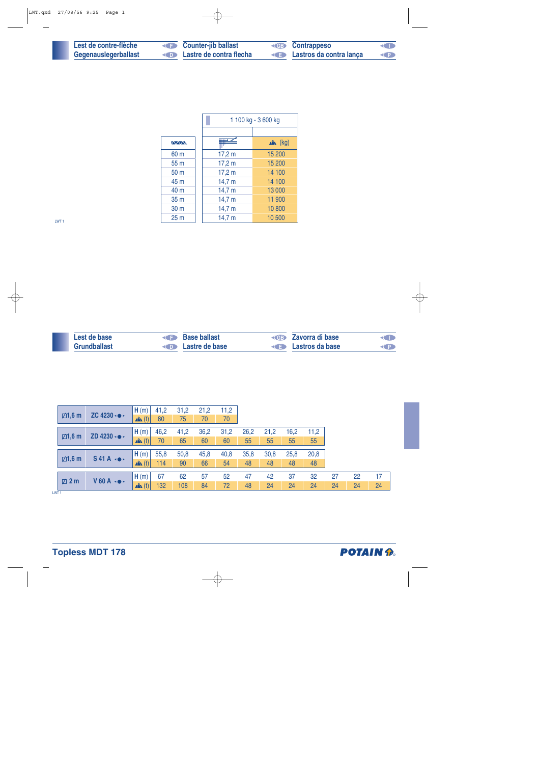## Lest de contre-flèche (F) / Counter-jib ballast (GB) / Contrappeso (I)
## Gegenauslegerballast (D) / Lastre de contra flecha (E) / Lastros da contra lança (P)

| | 1 100 kg - 3 600 kg | |
|---|---|---|
| | | |
| | | (kg) |
| 60 m | 17,2 m | 15 200 |
| 55 m | 17,2 m | 15 200 |
| 50 m | 17,2 m | 14 100 |
| 45 m | 14,7 m | 14 100 |
| 40 m | 14,7 m | 13 000 |
| 35 m | 14,7 m | 11 900 |
| 30 m | 14,7 m | 10 800 |
| 25 m | 14,7 m | 10 500 |

LWT 1

## Lest de base (F) / Base ballast (GB) / Zavorra di base (I)
## Grundballast (D) / Lastre de base (E) / Lastros da base (P)

| | | | | | | | | | | | | | |
|---|---|---|---|---|---|---|---|---|---|---|---|---|---|
| ◻1,6 m | ZC 4230 | H (m) | 41,2 | 31,2 | 21,2 | 11,2 | | | | | | | |
| | | (t) | 80 | 75 | 70 | 70 | | | | | | | |
| ◻1,6 m | ZD 4230 | H (m) | 46,2 | 41,2 | 36,2 | 31,2 | 26,2 | 21,2 | 16,2 | 11,2 | | | |
| | | (t) | 70 | 65 | 60 | 60 | 55 | 55 | 55 | 55 | | | |
| ◻1,6 m | S 41 A | H (m) | 55,8 | 50,8 | 45,8 | 40,8 | 35,8 | 30,8 | 25,8 | 20,8 | | | |
| | | (t) | 114 | 90 | 66 | 54 | 48 | 48 | 48 | 48 | | | |
| ◻ 2 m | V 60 A | H (m) | 67 | 62 | 57 | 52 | 47 | 42 | 37 | 32 | 27 | 22 | 17 |
| | | (t) | 132 | 108 | 84 | 72 | 48 | 24 | 24 | 24 | 24 | 24 | 24 |

LWT 1

**Topless MDT 178**

POTAIN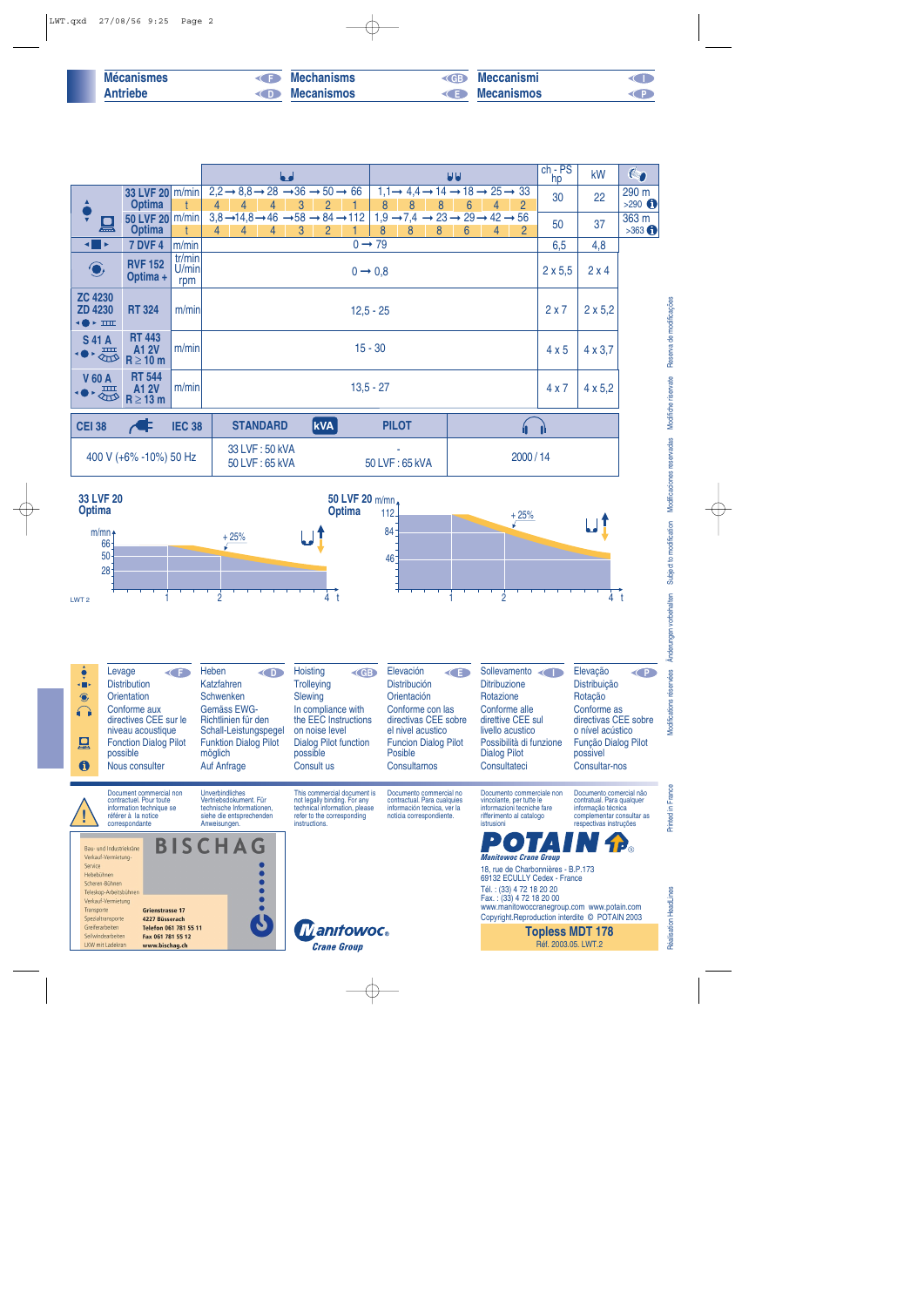Mécanismes (F) | Mechanisms (GB) | Meccanismi (I)
Antriebe (D) | Mecanismos (E) | Mecanismos (P)

| | | | 2 falls | 4 falls | ch - PS hp | kW | |
|---|---|---|---|---|---|---|---|
| Hoisting | 33 LVF 20 Optima | m/min | 2,2 → 8,8 → 28 → 36 → 50 → 66 | 1,1 → 4,4 → 14 → 18 → 25 → 33 | 30 | 22 | 290 m >290 |
| | | t | 4 4 4 3 2 1 | 8 8 8 6 4 2 | | | |
| | 50 LVF 20 Optima | m/min | 3,8 → 14,8 → 46 → 58 → 84 → 112 | 1,9 → 7,4 → 23 → 29 → 42 → 56 | 50 | 37 | 363 m >363 |
| | | t | 4 4 4 3 2 1 | 8 8 8 6 4 2 | | | |
| Trolleying | 7 DVF 4 | m/min | 0 → 79 | | 6,5 | 4,8 | |
| Slewing | RVF 152 Optima + | tr/min U/min rpm | 0 → 0,8 | | 2 x 5,5 | 2 x 4 | |
| ZC 4230 ZD 4230 | RT 324 | m/min | 12,5 - 25 | | 2 x 7 | 2 x 5,2 | |
| S 41 A | RT 443 A1 2V R ≥ 10 m | m/min | 15 - 30 | | 4 x 5 | 4 x 3,7 | |
| V 60 A | RT 544 A1 2V R ≥ 13 m | m/min | 13,5 - 27 | | 4 x 7 | 4 x 5,2 | |

| CEI 38 / IEC 38 | STANDARD kVA | PILOT | |
|---|---|---|---|
| 400 V (+6% -10%) 50 Hz | 33 LVF : 50 kVA<br>50 LVF : 65 kVA | -<br>50 LVF : 65 kVA | 2000 / 14 |

33 LVF 20
Optima
m/min
66
50
28
+ 25%
1 2 4 t

50 LVF 20 m/min
Optima
112
84
46
+ 25%
1 2 4 t

LWT 2

| F | D | GB | E | I | P |
|---|---|---|---|---|---|
| Levage | Heben | Hoisting | Elevación | Sollevamento | Elevação |
| Distribution | Katzfahren | Trolleying | Distribución | Ditribuzione | Distribuição |
| Orientation | Schwenken | Slewing | Orientación | Rotazione | Rotação |
| Conforme aux directives CEE sur le niveau acoustique | Gemäss EWG-Richtlinien für den Schall-Leistungspegel | In compliance with the EEC Instructions on noise level | Conforme con las directivas CEE sobre el nivel acustico | Conforme alle direttive CEE sul livello acustico | Conforme as directivas CEE sobre o nível acústico |
| Fonction Dialog Pilot possible | Funktion Dialog Pilot möglich | Dialog Pilot function possible | Funcion Dialog Pilot Posible | Possibilità di funzione Dialog Pilot | Função Dialog Pilot possível |
| Nous consulter | Auf Anfrage | Consult us | Consultarnos | Consultateci | Consultar-nos |

Document commercial non contractuel. Pour toute information technique se référer à la notice correspondante

Unverbindliches Vertriebsdokument. Für technische Informationen, siehe die entsprechenden Anweisungen.

This commercial document is not legally binding. For any technical information, please refer to the corresponding instructions.

Documento commercial no contractual. Para cualquies información tecnica, ver la noticia correspondiente.

Documento commerciale non vincolante, per tutte le informazioni tecniche fare riferimento al catalogo istruzioni

Documento comercial não contratual. Para qualquer informação técnica complementar consultar as respectivas instruções

BISCHAG
Bau- und Industriekräne
Verkauf-Vermietung-Service
Hebebühnen
Scheren-Bühnen
Teleskop-Arbeitsbühnen
Verkauf-Vermietung
Transporte
Spezialtransporte
Greiferarbeiten
Seilwindenarbeiten
LKW mit Ladekran
Grienstrasse 17
4227 Büsserach
Telefon 061 781 55 11
Fax 061 781 55 12
www.bischag.ch

Manitowoc Crane Group

POTAIN
Manitowoc Crane Group
18, rue de Charbonnières - B.P.173
69132 ECULLY Cedex - France
Tél. : (33) 4 72 18 20 20
Fax. : (33) 4 72 18 20 00
www.manitowoccranegroup.com www.potain.com
Copyright.Reproduction interdite © POTAIN 2003

**Topless MDT 178**
Réf. 2003.05. LWT.2

Réserve de modifications · Modifiche riservate · Modificaciones reservadas · Subject to modification · Änderungen vorbehalten · Modifications réservées

Printed in France

Réalisation HeadLines